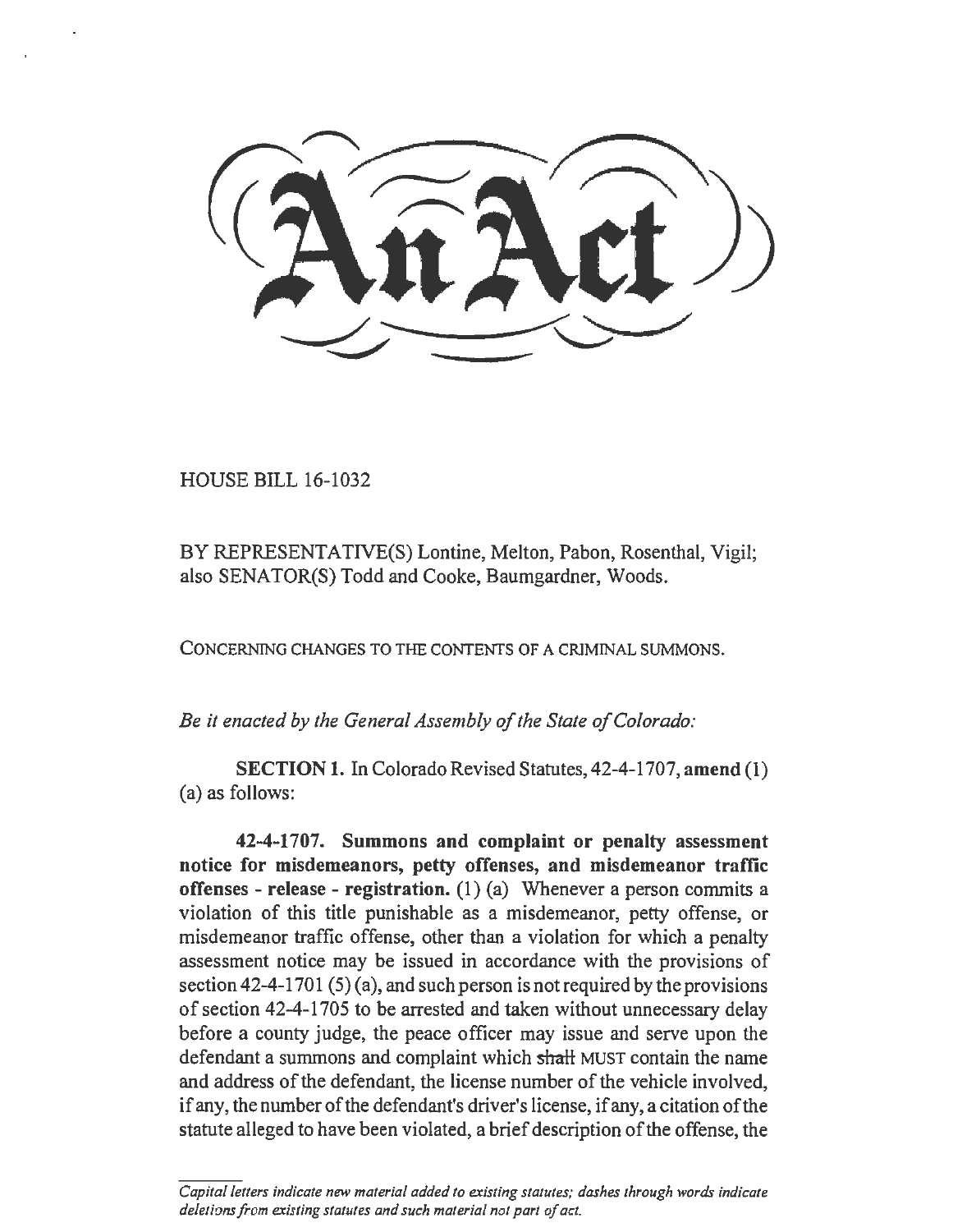# An Act

HOUSE BILL 16-1032

BY REPRESENTATIVE(S) Lontine, Melton, Pabon, Rosenthal, Vigil; also SENATOR(S) Todd and Cooke, Baumgardner, Woods.

CONCERNING CHANGES TO THE CONTENTS OF A CRIMINAL SUMMONS.

*Be it enacted by the General Assembly of the State of Colorado:*

**SECTION 1.** In Colorado Revised Statutes, 42-4-1707, **amend** (1) (a) as follows:

**42-4-1707. Summons and complaint or penalty assessment notice for misdemeanors, petty offenses, and misdemeanor traffic offenses - release - registration.** (1) (a) Whenever a person commits a violation of this title punishable as a misdemeanor, petty offense, or misdemeanor traffic offense, other than a violation for which a penalty assessment notice may be issued in accordance with the provisions of section 42-4-1701 (5) (a), and such person is not required by the provisions of section 42-4-1705 to be arrested and taken without unnecessary delay before a county judge, the peace officer may issue and serve upon the defendant a summons and complaint which ~~shall~~ MUST contain the name and address of the defendant, the license number of the vehicle involved, if any, the number of the defendant's driver's license, if any, a citation of the statute alleged to have been violated, a brief description of the offense, the

*Capital letters indicate new material added to existing statutes; dashes through words indicate deletions from existing statutes and such material not part of act.*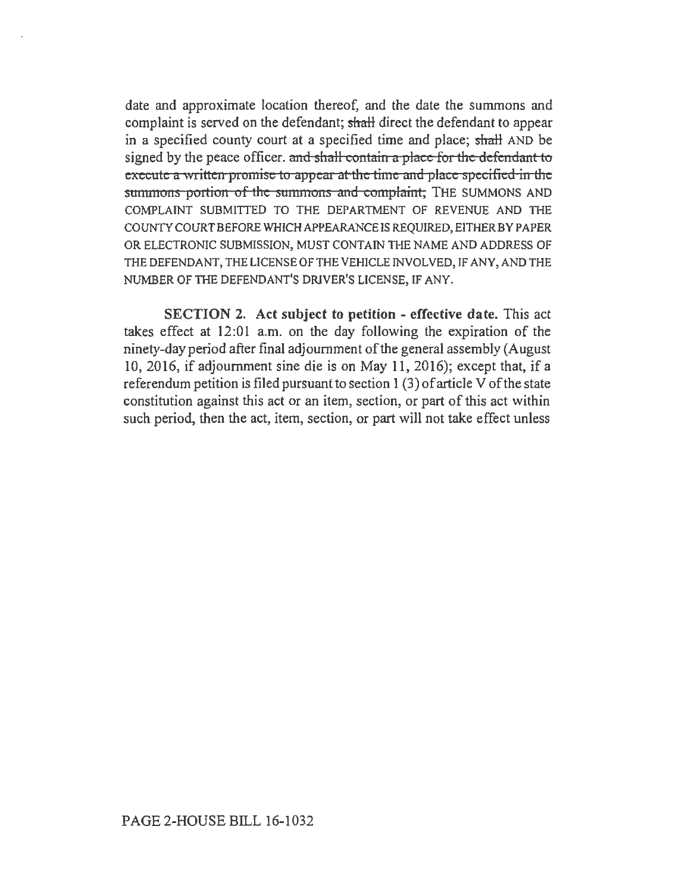date and approximate location thereof, and the date the summons and complaint is served on the defendant; ~~shall~~ direct the defendant to appear in a specified county court at a specified time and place; ~~shall~~ AND be signed by the peace officer. ~~and shall contain a place for the defendant to execute a written promise to appear at the time and place specified in the summons portion of the summons and complaint;~~ THE SUMMONS AND COMPLAINT SUBMITTED TO THE DEPARTMENT OF REVENUE AND THE COUNTY COURT BEFORE WHICH APPEARANCE IS REQUIRED, EITHER BY PAPER OR ELECTRONIC SUBMISSION, MUST CONTAIN THE NAME AND ADDRESS OF THE DEFENDANT, THE LICENSE OF THE VEHICLE INVOLVED, IF ANY, AND THE NUMBER OF THE DEFENDANT'S DRIVER'S LICENSE, IF ANY.

**SECTION 2. Act subject to petition - effective date.** This act takes effect at 12:01 a.m. on the day following the expiration of the ninety-day period after final adjournment of the general assembly (August 10, 2016, if adjournment sine die is on May 11, 2016); except that, if a referendum petition is filed pursuant to section 1 (3) of article V of the state constitution against this act or an item, section, or part of this act within such period, then the act, item, section, or part will not take effect unless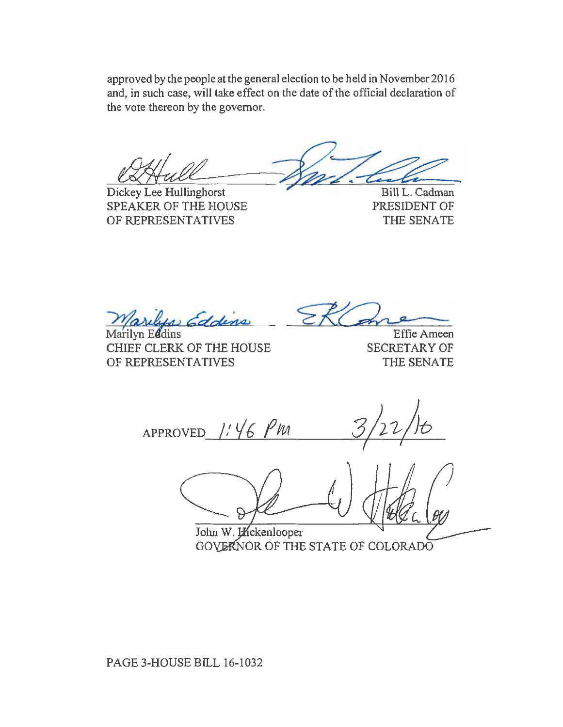approved by the people at the general election to be held in November 2016 and, in such case, will take effect on the date of the official declaration of the vote thereon by the governor.

Dickey Lee Hullinghorst
SPEAKER OF THE HOUSE
OF REPRESENTATIVES

Bill L. Cadman
PRESIDENT OF
THE SENATE

Marilyn Eddins
CHIEF CLERK OF THE HOUSE
OF REPRESENTATIVES

Effie Ameen
SECRETARY OF
THE SENATE

APPROVED 1:46 PM 3/22/16

John W. Hickenlooper
GOVERNOR OF THE STATE OF COLORADO

PAGE 3-HOUSE BILL 16-1032